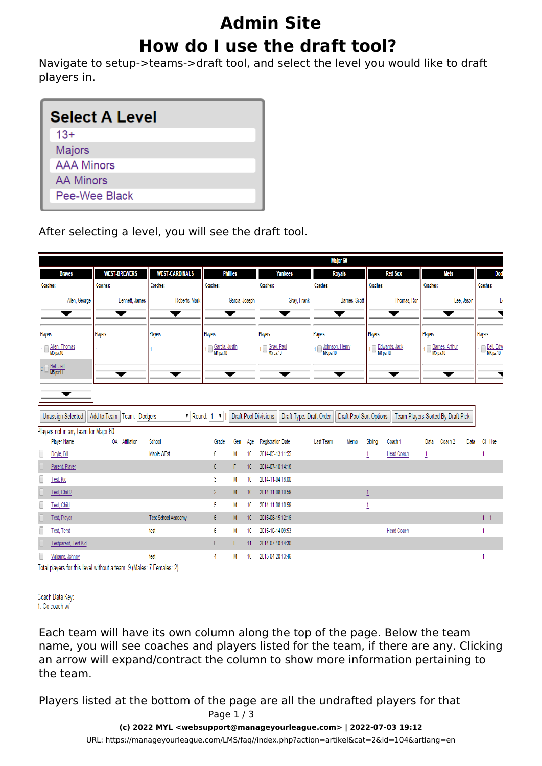# Admin Site

## How do I use the draft tool?

Navigate to setup->teams->draft tool, and select the level you would like to draft players in.

**Select A Level**

- 13+
- Majors
- AAA Minors
- AA Minors
- Pee-Wee Black

After selecting a level, you will see the draft tool.

Major 60

| Braves | WEST-BREWERS | WEST-CARDINALS | Phillies | Yankees | Royals | Red Sox | Mets | Dod |
|---|---|---|---|---|---|---|---|---|
| Coaches: Allen, George | Coaches: Bennett, James | Coaches: Roberts, Mark | Coaches: Garcia, Joseph | Coaches: Gray, Frank | Coaches: Barnes, Scott | Coaches: Thomas, Ron | Coaches: Lee, Jason | Coaches: B |
| Players: 1 Allen, Thomas M5 pa:10; 2 Bell, Jeff M5 pa:11 | Players: 1 | Players: 1 | Players: 1 Garcia, Justin M4 pa:10 | Players: 1 Gray, Paul M5 pa:10 | Players: 1 Johnson, Henry MK pa:10 | Players: 1 Edwards, Jack M4 pa:10 | Players: 1 Barnes, Arthur M5 pa:10 | Players: 1 Bell, Edw MK pa:10 |

Unassign Selected | Add to Team | Team: Dodgers | Round: 1 | Draft Pool Divisions | Draft Type: Draft Order | Draft Pool Sort Options | Team Players Sorted By Draft Pick

Players not in any team for Major 60:

| Player Name | OA | Affiliation | School | Grade | Gen | Age | Registration Date | Last Team | Memo | Sibling | Coach 1 | Data | Coach 2 | Data | Cl | Hse |
|---|---|---|---|---|---|---|---|---|---|---|---|---|---|---|---|---|
| Doyle, Bill | | | Maple WEst | 6 | M | 10 | 2014-05-13 11:55 | | | 1 | Head Coach | 1 | | | 1 | |
| Parent, Player | | | | 6 | F | 10 | 2014-07-10 14:18 | | | | | | | | | |
| Test, Kid | | | | 3 | M | 10 | 2014-11-04 16:00 | | | | | | | | | |
| Test, Child2 | | | | 2 | M | 10 | 2014-11-06 10:59 | | | 1 | | | | | | |
| Test, Child | | | | 5 | M | 10 | 2014-11-06 10:59 | | | 1 | | | | | | |
| Test, Player | | | Test School Academy | 6 | M | 10 | 2015-08-15 12:16 | | | | | | | | 1 | 1 |
| Test, Terst | | | test | 6 | M | 10 | 2015-10-14 09:53 | | | | Head Coach | | | | 1 | |
| Testparent, Test Kid | | | | 8 | F | 11 | 2014-07-10 14:30 | | | | | | | | | |
| Williams, Johnny | | | test | 4 | M | 10 | 2015-04-20 13:46 | | | | | | | | 1 | |

Total players for this level without a team: 9 (Males: 7 Females: 2)

Coach Data Key:
1: Co-coach w/

Each team will have its own column along the top of the page. Below the team name, you will see coaches and players listed for the team, if there are any. Clicking an arrow will expand/contract the column to show more information pertaining to the team.

Players listed at the bottom of the page are all the undrafted players for that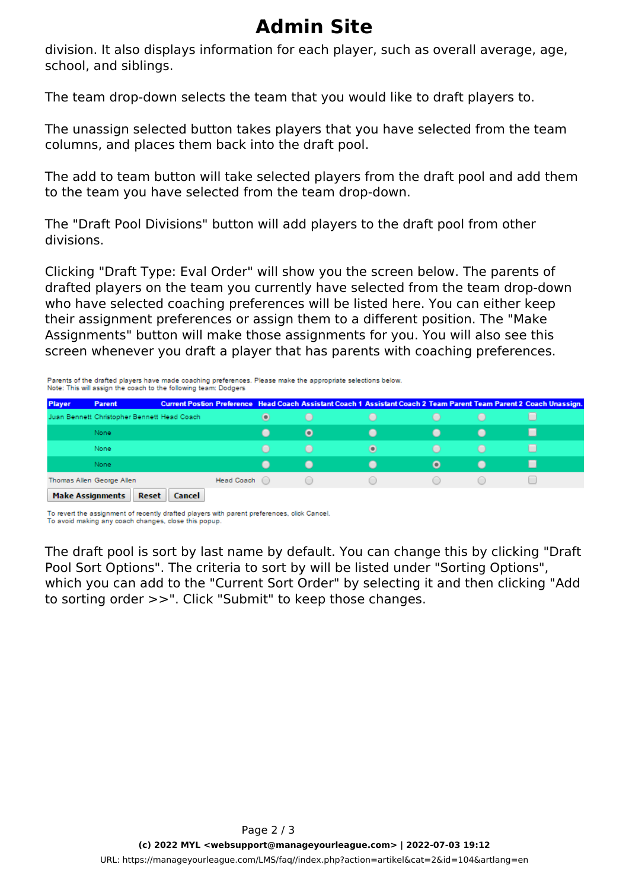division. It also displays information for each player, such as overall average, age, school, and siblings.

The team drop-down selects the team that you would like to draft players to.

The unassign selected button takes players that you have selected from the team columns, and places them back into the draft pool.

The add to team button will take selected players from the draft pool and add them to the team you have selected from the team drop-down.

The "Draft Pool Divisions" button will add players to the draft pool from other divisions.

Clicking "Draft Type: Eval Order" will show you the screen below. The parents of drafted players on the team you currently have selected from the team drop-down who have selected coaching preferences will be listed here. You can either keep their assignment preferences or assign them to a different position. The "Make Assignments" button will make those assignments for you. You will also see this screen whenever you draft a player that has parents with coaching preferences.

Parents of the drafted players have made coaching preferences. Please make the appropriate selections below.
Note: This will assign the coach to the following team: Dodgers

| Player | Parent | Current Postion Preference | Head Coach | Assistant Coach 1 | Assistant Coach 2 | Team Parent | Team Parent 2 | Coach Unassign. |
|---|---|---|---|---|---|---|---|---|
| Juan Bennett | Christopher Bennett | Head Coach | ◉ | ○ | ○ | ○ | ○ | ☐ |
| | None | | ○ | ◉ | ○ | ○ | ○ | ☐ |
| | None | | ○ | ○ | ◉ | ○ | ○ | ☐ |
| | None | | ○ | ○ | ○ | ◉ | ○ | ☐ |
| Thomas Allen | George Allen | Head Coach | ○ | ○ | ○ | ○ | ○ | ☐ |

Make Assignments | Reset | Cancel

To revert the assignment of recently drafted players with parent preferences, click Cancel.
To avoid making any coach changes, close this popup.

The draft pool is sort by last name by default. You can change this by clicking "Draft Pool Sort Options". The criteria to sort by will be listed under "Sorting Options", which you can add to the "Current Sort Order" by selecting it and then clicking "Add to sorting order >>". Click "Submit" to keep those changes.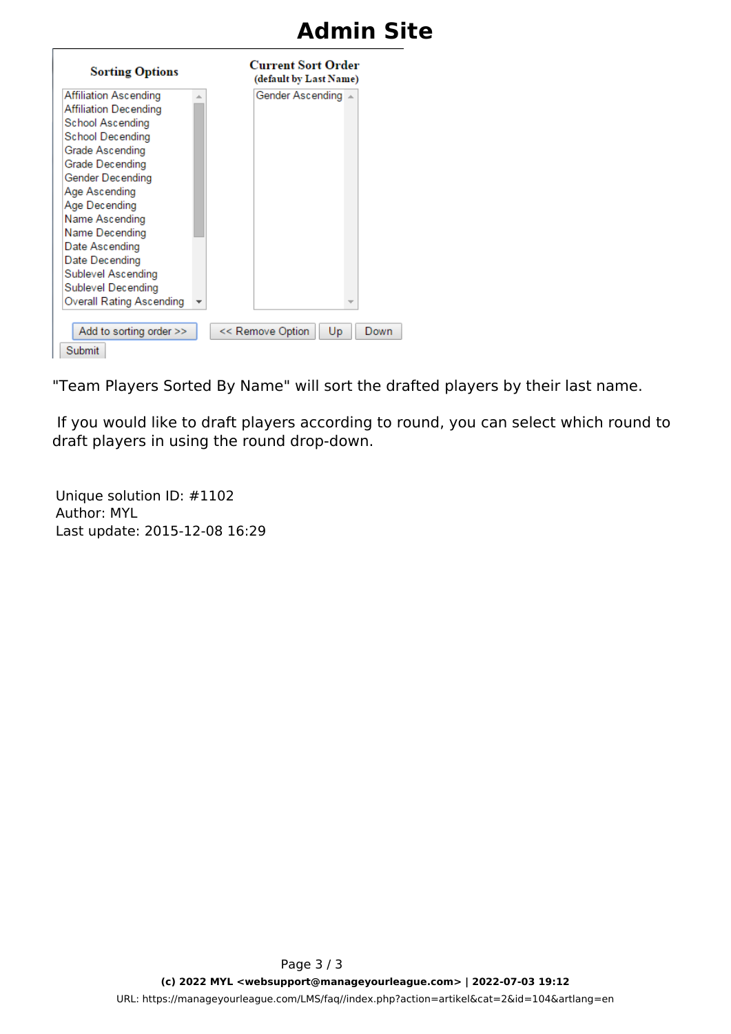# Admin Site

**Sorting Options**

- Affiliation Ascending
- Affiliation Decending
- School Ascending
- School Decending
- Grade Ascending
- Grade Decending
- Gender Decending
- Age Ascending
- Age Decending
- Name Ascending
- Name Decending
- Date Ascending
- Date Decending
- Sublevel Ascending
- Sublevel Decending
- Overall Rating Ascending

**Current Sort Order**
**(default by Last Name)**

- Gender Ascending

Add to sorting order >> | << Remove Option | Up | Down

Submit

"Team Players Sorted By Name" will sort the drafted players by their last name.

If you would like to draft players according to round, you can select which round to draft players in using the round drop-down.

Unique solution ID: #1102
Author: MYL
Last update: 2015-12-08 16:29